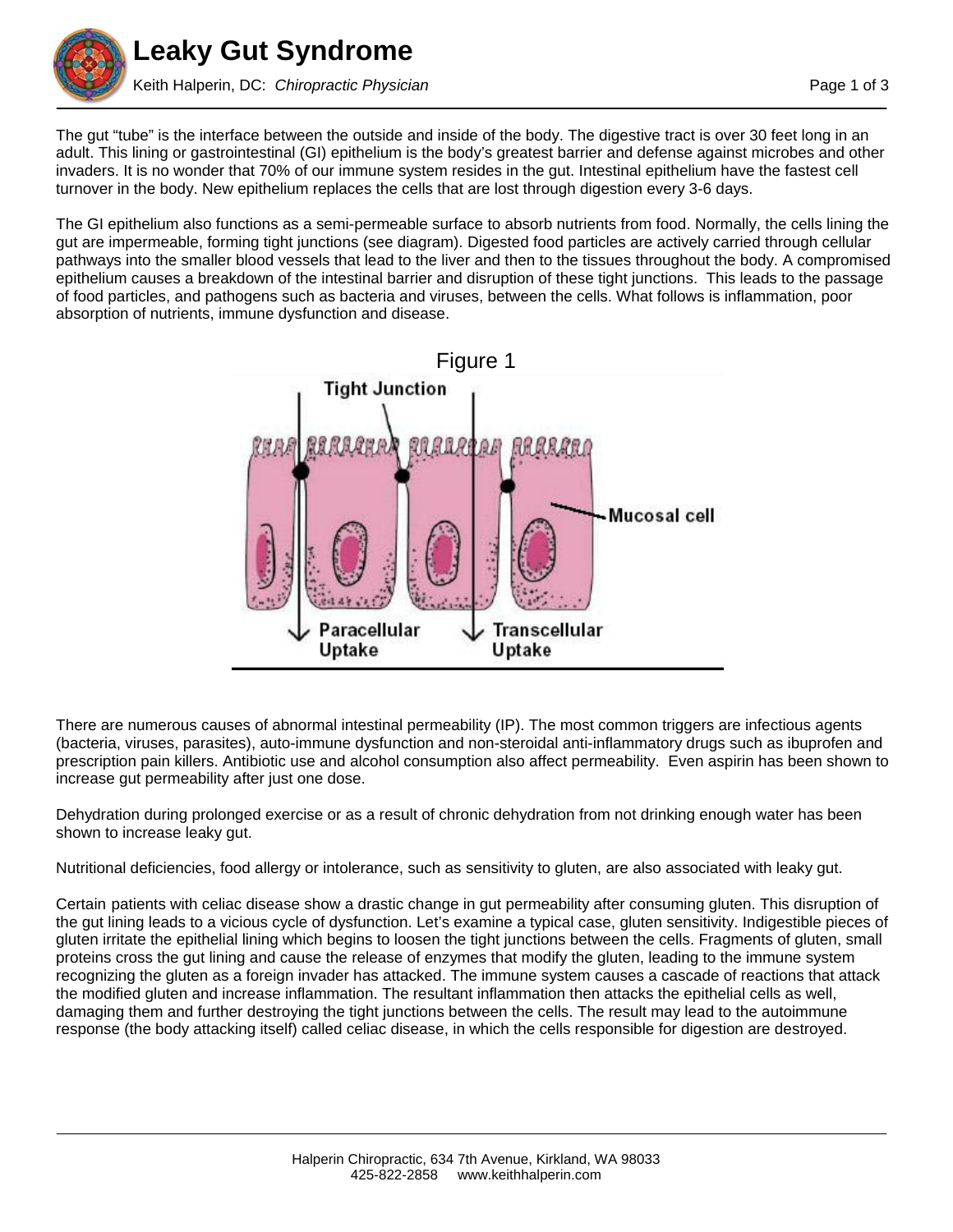# Leaky Gut Syndrome

Keith Halperin, DC: *Chiropractic Physician*

The gut "tube" is the interface between the outside and inside of the body. The digestive tract is over 30 feet long in an adult. This lining or gastrointestinal (GI) epithelium is the body's greatest barrier and defense against microbes and other invaders. It is no wonder that 70% of our immune system resides in the gut. Intestinal epithelium have the fastest cell turnover in the body. New epithelium replaces the cells that are lost through digestion every 3-6 days.

The GI epithelium also functions as a semi-permeable surface to absorb nutrients from food. Normally, the cells lining the gut are impermeable, forming tight junctions (see diagram). Digested food particles are actively carried through cellular pathways into the smaller blood vessels that lead to the liver and then to the tissues throughout the body. A compromised epithelium causes a breakdown of the intestinal barrier and disruption of these tight junctions. This leads to the passage of food particles, and pathogens such as bacteria and viruses, between the cells. What follows is inflammation, poor absorption of nutrients, immune dysfunction and disease.

Figure 1

Tight Junction

Mucosal cell

Paracellular Uptake

Transcellular Uptake

There are numerous causes of abnormal intestinal permeability (IP). The most common triggers are infectious agents (bacteria, viruses, parasites), auto-immune dysfunction and non-steroidal anti-inflammatory drugs such as ibuprofen and prescription pain killers. Antibiotic use and alcohol consumption also affect permeability. Even aspirin has been shown to increase gut permeability after just one dose.

Dehydration during prolonged exercise or as a result of chronic dehydration from not drinking enough water has been shown to increase leaky gut.

Nutritional deficiencies, food allergy or intolerance, such as sensitivity to gluten, are also associated with leaky gut.

Certain patients with celiac disease show a drastic change in gut permeability after consuming gluten. This disruption of the gut lining leads to a vicious cycle of dysfunction. Let's examine a typical case, gluten sensitivity. Indigestible pieces of gluten irritate the epithelial lining which begins to loosen the tight junctions between the cells. Fragments of gluten, small proteins cross the gut lining and cause the release of enzymes that modify the gluten, leading to the immune system recognizing the gluten as a foreign invader has attacked. The immune system causes a cascade of reactions that attack the modified gluten and increase inflammation. The resultant inflammation then attacks the epithelial cells as well, damaging them and further destroying the tight junctions between the cells. The result may lead to the autoimmune response (the body attacking itself) called celiac disease, in which the cells responsible for digestion are destroyed.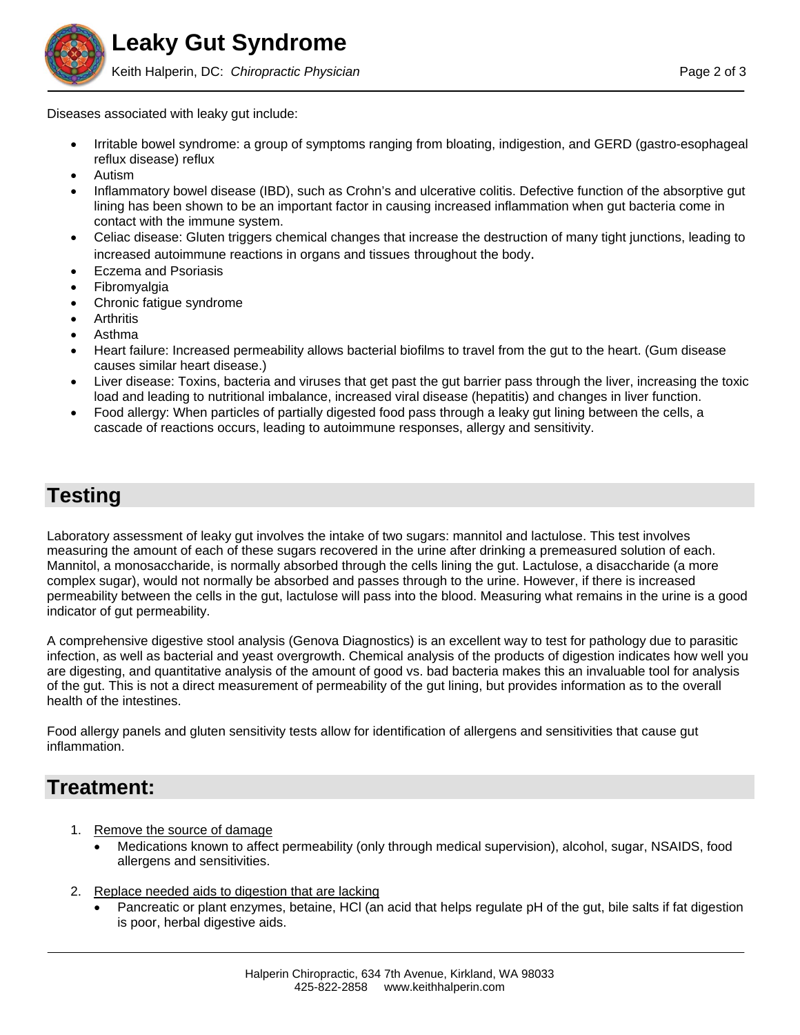Diseases associated with leaky gut include:

- Irritable bowel syndrome: a group of symptoms ranging from bloating, indigestion, and GERD (gastro-esophageal reflux disease) reflux
- Autism
- Inflammatory bowel disease (IBD), such as Crohn's and ulcerative colitis. Defective function of the absorptive gut lining has been shown to be an important factor in causing increased inflammation when gut bacteria come in contact with the immune system.
- Celiac disease: Gluten triggers chemical changes that increase the destruction of many tight junctions, leading to increased autoimmune reactions in organs and tissues throughout the body.
- Eczema and Psoriasis
- Fibromyalgia
- Chronic fatigue syndrome
- Arthritis
- Asthma
- Heart failure: Increased permeability allows bacterial biofilms to travel from the gut to the heart. (Gum disease causes similar heart disease.)
- Liver disease: Toxins, bacteria and viruses that get past the gut barrier pass through the liver, increasing the toxic load and leading to nutritional imbalance, increased viral disease (hepatitis) and changes in liver function.
- Food allergy: When particles of partially digested food pass through a leaky gut lining between the cells, a cascade of reactions occurs, leading to autoimmune responses, allergy and sensitivity.

## Testing

Laboratory assessment of leaky gut involves the intake of two sugars: mannitol and lactulose. This test involves measuring the amount of each of these sugars recovered in the urine after drinking a premeasured solution of each. Mannitol, a monosaccharide, is normally absorbed through the cells lining the gut. Lactulose, a disaccharide (a more complex sugar), would not normally be absorbed and passes through to the urine. However, if there is increased permeability between the cells in the gut, lactulose will pass into the blood. Measuring what remains in the urine is a good indicator of gut permeability.

A comprehensive digestive stool analysis (Genova Diagnostics) is an excellent way to test for pathology due to parasitic infection, as well as bacterial and yeast overgrowth. Chemical analysis of the products of digestion indicates how well you are digesting, and quantitative analysis of the amount of good vs. bad bacteria makes this an invaluable tool for analysis of the gut. This is not a direct measurement of permeability of the gut lining, but provides information as to the overall health of the intestines.

Food allergy panels and gluten sensitivity tests allow for identification of allergens and sensitivities that cause gut inflammation.

## Treatment:

1. Remove the source of damage
   - Medications known to affect permeability (only through medical supervision), alcohol, sugar, NSAIDS, food allergens and sensitivities.

2. Replace needed aids to digestion that are lacking
   - Pancreatic or plant enzymes, betaine, HCl (an acid that helps regulate pH of the gut, bile salts if fat digestion is poor, herbal digestive aids.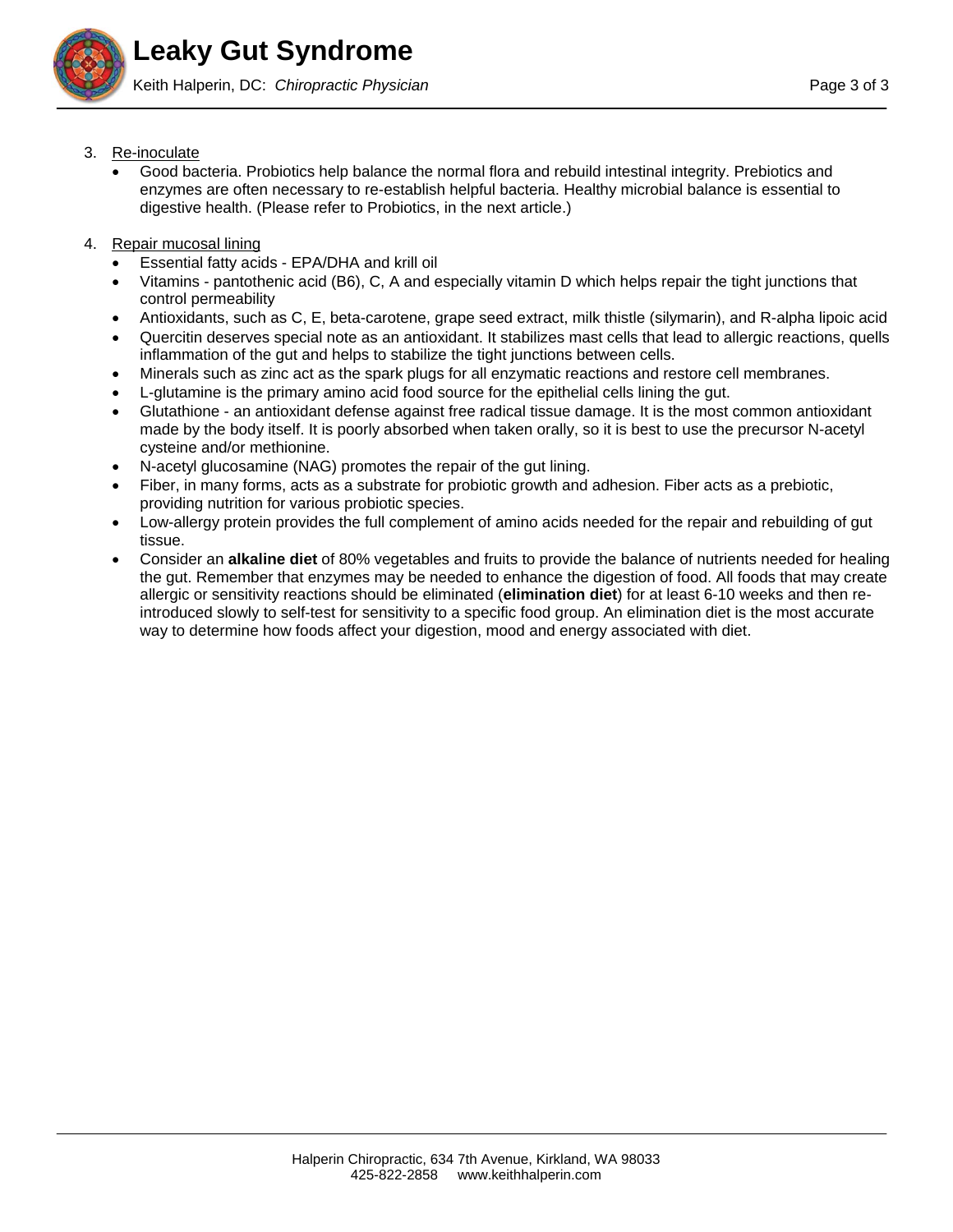3. Re-inoculate
   - Good bacteria. Probiotics help balance the normal flora and rebuild intestinal integrity. Prebiotics and enzymes are often necessary to re-establish helpful bacteria. Healthy microbial balance is essential to digestive health. (Please refer to Probiotics, in the next article.)

4. Repair mucosal lining
   - Essential fatty acids - EPA/DHA and krill oil
   - Vitamins - pantothenic acid (B6), C, A and especially vitamin D which helps repair the tight junctions that control permeability
   - Antioxidants, such as C, E, beta-carotene, grape seed extract, milk thistle (silymarin), and R-alpha lipoic acid
   - Quercitin deserves special note as an antioxidant. It stabilizes mast cells that lead to allergic reactions, quells inflammation of the gut and helps to stabilize the tight junctions between cells.
   - Minerals such as zinc act as the spark plugs for all enzymatic reactions and restore cell membranes.
   - L-glutamine is the primary amino acid food source for the epithelial cells lining the gut.
   - Glutathione - an antioxidant defense against free radical tissue damage. It is the most common antioxidant made by the body itself. It is poorly absorbed when taken orally, so it is best to use the precursor N-acetyl cysteine and/or methionine.
   - N-acetyl glucosamine (NAG) promotes the repair of the gut lining.
   - Fiber, in many forms, acts as a substrate for probiotic growth and adhesion. Fiber acts as a prebiotic, providing nutrition for various probiotic species.
   - Low-allergy protein provides the full complement of amino acids needed for the repair and rebuilding of gut tissue.
   - Consider an **alkaline diet** of 80% vegetables and fruits to provide the balance of nutrients needed for healing the gut. Remember that enzymes may be needed to enhance the digestion of food. All foods that may create allergic or sensitivity reactions should be eliminated (**elimination diet**) for at least 6-10 weeks and then re-introduced slowly to self-test for sensitivity to a specific food group. An elimination diet is the most accurate way to determine how foods affect your digestion, mood and energy associated with diet.